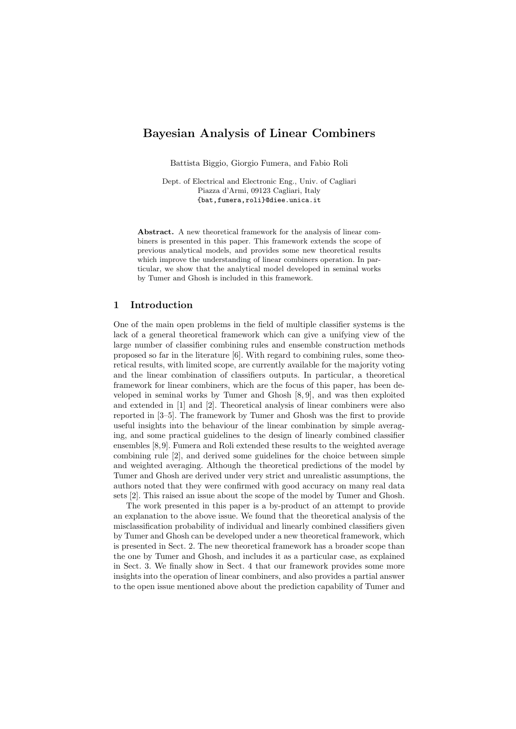# Bayesian Analysis of Linear Combiners

Battista Biggio, Giorgio Fumera, and Fabio Roli

Dept. of Electrical and Electronic Eng., Univ. of Cagliari
Piazza d'Armi, 09123 Cagliari, Italy
{bat,fumera,roli}@diee.unica.it

**Abstract.** A new theoretical framework for the analysis of linear combiners is presented in this paper. This framework extends the scope of previous analytical models, and provides some new theoretical results which improve the understanding of linear combiners operation. In particular, we show that the analytical model developed in seminal works by Tumer and Ghosh is included in this framework.

## 1 Introduction

One of the main open problems in the field of multiple classifier systems is the lack of a general theoretical framework which can give a unifying view of the large number of classifier combining rules and ensemble construction methods proposed so far in the literature [6]. With regard to combining rules, some theoretical results, with limited scope, are currently available for the majority voting and the linear combination of classifiers outputs. In particular, a theoretical framework for linear combiners, which are the focus of this paper, has been developed in seminal works by Tumer and Ghosh [8, 9], and was then exploited and extended in [1] and [2]. Theoretical analysis of linear combiners were also reported in [3–5]. The framework by Tumer and Ghosh was the first to provide useful insights into the behaviour of the linear combination by simple averaging, and some practical guidelines to the design of linearly combined classifier ensembles [8, 9]. Fumera and Roli extended these results to the weighted average combining rule [2], and derived some guidelines for the choice between simple and weighted averaging. Although the theoretical predictions of the model by Tumer and Ghosh are derived under very strict and unrealistic assumptions, the authors noted that they were confirmed with good accuracy on many real data sets [2]. This raised an issue about the scope of the model by Tumer and Ghosh.

The work presented in this paper is a by-product of an attempt to provide an explanation to the above issue. We found that the theoretical analysis of the misclassification probability of individual and linearly combined classifiers given by Tumer and Ghosh can be developed under a new theoretical framework, which is presented in Sect. 2. The new theoretical framework has a broader scope than the one by Tumer and Ghosh, and includes it as a particular case, as explained in Sect. 3. We finally show in Sect. 4 that our framework provides some more insights into the operation of linear combiners, and also provides a partial answer to the open issue mentioned above about the prediction capability of Tumer and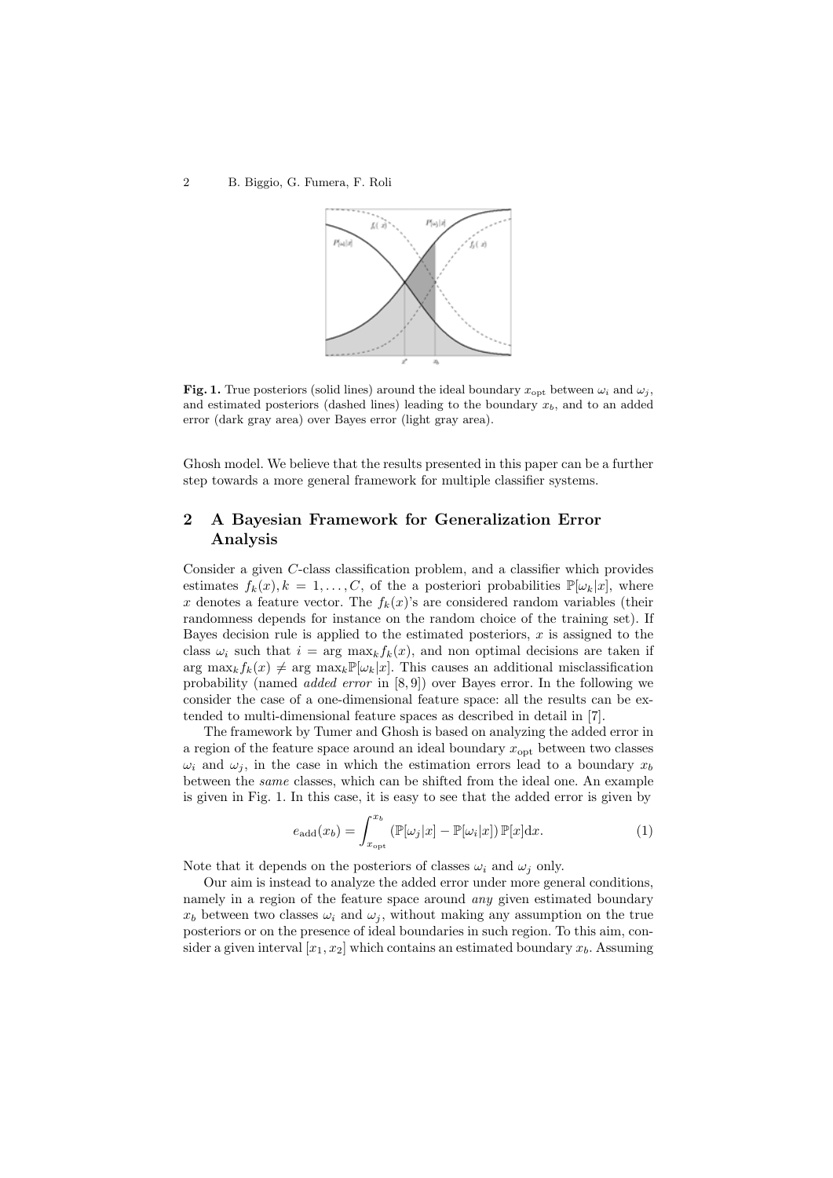**Fig. 1.** True posteriors (solid lines) around the ideal boundary $x_{\mathrm{opt}}$ between $\omega_i$ and $\omega_j$, and estimated posteriors (dashed lines) leading to the boundary $x_b$, and to an added error (dark gray area) over Bayes error (light gray area).

Ghosh model. We believe that the results presented in this paper can be a further step towards a more general framework for multiple classifier systems.

## 2 A Bayesian Framework for Generalization Error Analysis

Consider a given $C$-class classification problem, and a classifier which provides estimates $f_k(x), k = 1, \ldots, C$, of the a posteriori probabilities $\mathbb{P}[\omega_k|x]$, where $x$ denotes a feature vector. The $f_k(x)$'s are considered random variables (their randomness depends for instance on the random choice of the training set). If Bayes decision rule is applied to the estimated posteriors, $x$ is assigned to the class $\omega_i$ such that $i = \arg\max_k f_k(x)$, and non optimal decisions are taken if $\arg\max_k f_k(x) \neq \arg\max_k \mathbb{P}[\omega_k|x]$. This causes an additional misclassification probability (named *added error* in [8, 9]) over Bayes error. In the following we consider the case of a one-dimensional feature space: all the results can be extended to multi-dimensional feature spaces as described in detail in [7].

The framework by Tumer and Ghosh is based on analyzing the added error in a region of the feature space around an ideal boundary $x_{\mathrm{opt}}$ between two classes $\omega_i$ and $\omega_j$, in the case in which the estimation errors lead to a boundary $x_b$ between the *same* classes, which can be shifted from the ideal one. An example is given in Fig. 1. In this case, it is easy to see that the added error is given by

$$e_{\mathrm{add}}(x_b) = \int_{x_{\mathrm{opt}}}^{x_b} \left(\mathbb{P}[\omega_j|x] - \mathbb{P}[\omega_i|x]\right) \mathbb{P}[x] \mathrm{d}x. \tag{1}$$

Note that it depends on the posteriors of classes $\omega_i$ and $\omega_j$ only.

Our aim is instead to analyze the added error under more general conditions, namely in a region of the feature space around *any* given estimated boundary $x_b$ between two classes $\omega_i$ and $\omega_j$, without making any assumption on the true posteriors or on the presence of ideal boundaries in such region. To this aim, consider a given interval $[x_1, x_2]$ which contains an estimated boundary $x_b$. Assuming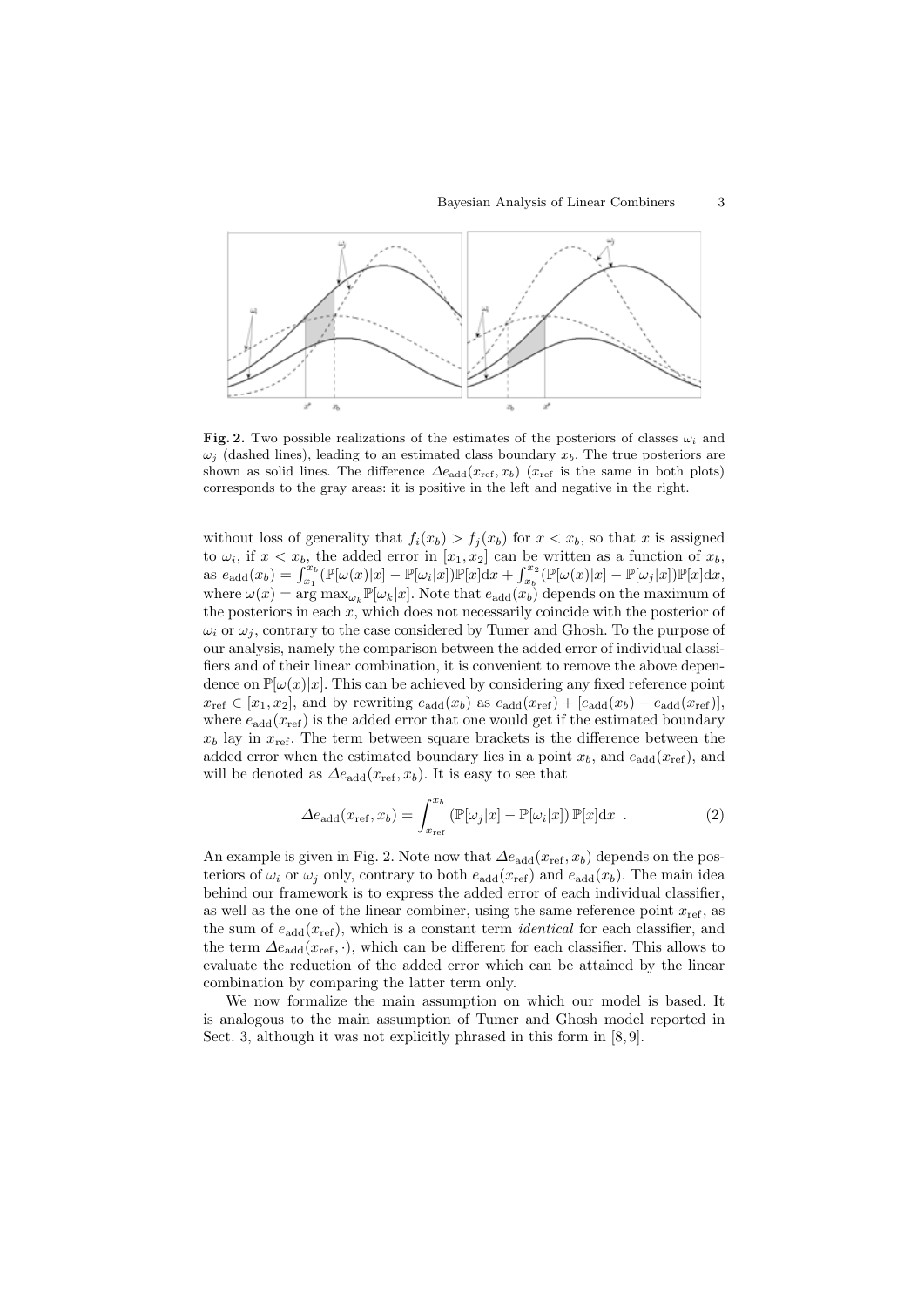**Fig. 2.** Two possible realizations of the estimates of the posteriors of classes $\omega_i$ and $\omega_j$ (dashed lines), leading to an estimated class boundary $x_b$. The true posteriors are shown as solid lines. The difference $\Delta e_{\text{add}}(x_{\text{ref}}, x_b)$ ($x_{\text{ref}}$ is the same in both plots) corresponds to the gray areas: it is positive in the left and negative in the right.

without loss of generality that $f_i(x_b) > f_j(x_b)$ for $x < x_b$, so that $x$ is assigned to $\omega_i$, if $x < x_b$, the added error in $[x_1, x_2]$ can be written as a function of $x_b$, as $e_{\text{add}}(x_b) = \int_{x_1}^{x_b}(\mathbb{P}[\omega(x)|x] - \mathbb{P}[\omega_i|x])\mathbb{P}[x]\mathrm{d}x + \int_{x_b}^{x_2}(\mathbb{P}[\omega(x)|x] - \mathbb{P}[\omega_j|x])\mathbb{P}[x]\mathrm{d}x$, where $\omega(x) = \arg\max_{\omega_k}\mathbb{P}[\omega_k|x]$. Note that $e_{\text{add}}(x_b)$ depends on the maximum of the posteriors in each $x$, which does not necessarily coincide with the posterior of $\omega_i$ or $\omega_j$, contrary to the case considered by Tumer and Ghosh. To the purpose of our analysis, namely the comparison between the added error of individual classifiers and of their linear combination, it is convenient to remove the above dependence on $\mathbb{P}[\omega(x)|x]$. This can be achieved by considering any fixed reference point $x_{\text{ref}} \in [x_1, x_2]$, and by rewriting $e_{\text{add}}(x_b)$ as $e_{\text{add}}(x_{\text{ref}}) + [e_{\text{add}}(x_b) - e_{\text{add}}(x_{\text{ref}})]$, where $e_{\text{add}}(x_{\text{ref}})$ is the added error that one would get if the estimated boundary $x_b$ lay in $x_{\text{ref}}$. The term between square brackets is the difference between the added error when the estimated boundary lies in a point $x_b$, and $e_{\text{add}}(x_{\text{ref}})$, and will be denoted as $\Delta e_{\text{add}}(x_{\text{ref}}, x_b)$. It is easy to see that

$$\Delta e_{\text{add}}(x_{\text{ref}}, x_b) = \int_{x_{\text{ref}}}^{x_b} (\mathbb{P}[\omega_j|x] - \mathbb{P}[\omega_i|x])\,\mathbb{P}[x]\mathrm{d}x \ . \tag{2}$$

An example is given in Fig. 2. Note now that $\Delta e_{\text{add}}(x_{\text{ref}}, x_b)$ depends on the posteriors of $\omega_i$ or $\omega_j$ only, contrary to both $e_{\text{add}}(x_{\text{ref}})$ and $e_{\text{add}}(x_b)$. The main idea behind our framework is to express the added error of each individual classifier, as well as the one of the linear combiner, using the same reference point $x_{\text{ref}}$, as the sum of $e_{\text{add}}(x_{\text{ref}})$, which is a constant term *identical* for each classifier, and the term $\Delta e_{\text{add}}(x_{\text{ref}}, \cdot)$, which can be different for each classifier. This allows to evaluate the reduction of the added error which can be attained by the linear combination by comparing the latter term only.

We now formalize the main assumption on which our model is based. It is analogous to the main assumption of Tumer and Ghosh model reported in Sect. 3, although it was not explicitly phrased in this form in [8, 9].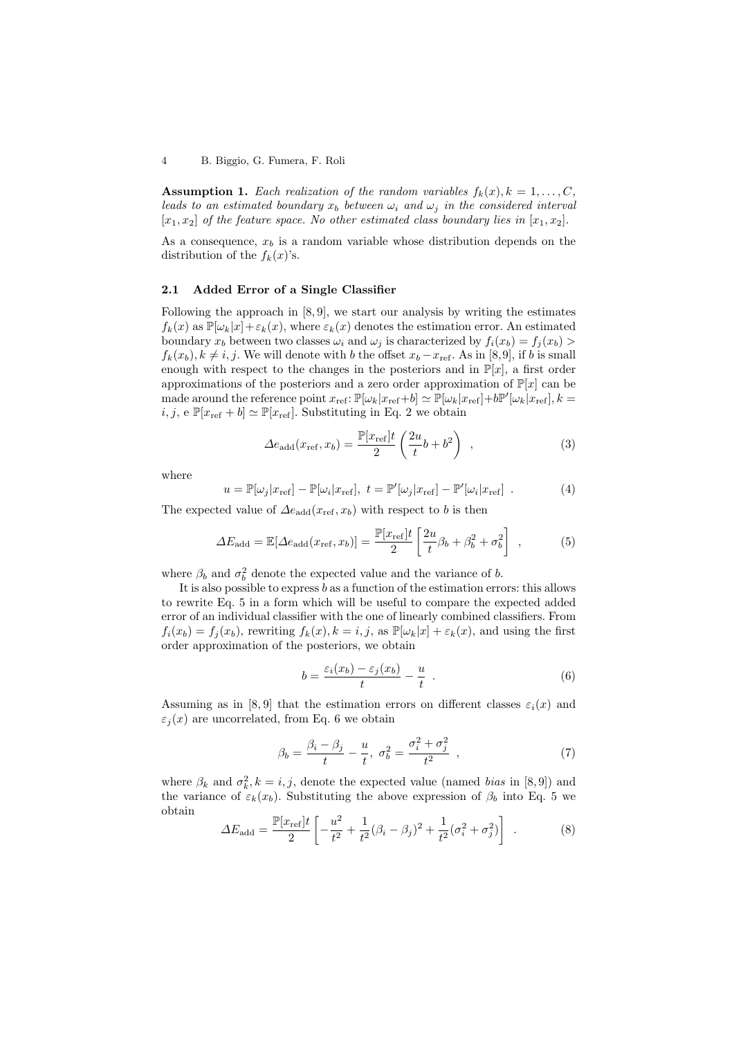**Assumption 1.** *Each realization of the random variables $f_k(x), k = 1, \ldots, C$, leads to an estimated boundary $x_b$ between $\omega_i$ and $\omega_j$ in the considered interval $[x_1, x_2]$ of the feature space. No other estimated class boundary lies in $[x_1, x_2]$.*

As a consequence, $x_b$ is a random variable whose distribution depends on the distribution of the $f_k(x)$'s.

### 2.1 Added Error of a Single Classifier

Following the approach in [8, 9], we start our analysis by writing the estimates $f_k(x)$ as $\mathbb{P}[\omega_k|x]+\varepsilon_k(x)$, where $\varepsilon_k(x)$ denotes the estimation error. An estimated boundary $x_b$ between two classes $\omega_i$ and $\omega_j$ is characterized by $f_i(x_b) = f_j(x_b) > f_k(x_b), k \neq i, j$. We will denote with $b$ the offset $x_b - x_{\text{ref}}$. As in [8,9], if $b$ is small enough with respect to the changes in the posteriors and in $\mathbb{P}[x]$, a first order approximations of the posteriors and a zero order approximation of $\mathbb{P}[x]$ can be made around the reference point $x_{\text{ref}}$: $\mathbb{P}[\omega_k|x_{\text{ref}}+b] \simeq \mathbb{P}[\omega_k|x_{\text{ref}}]+b\mathbb{P}'[\omega_k|x_{\text{ref}}], k = i, j$, e $\mathbb{P}[x_{\text{ref}} + b] \simeq \mathbb{P}[x_{\text{ref}}]$. Substituting in Eq. 2 we obtain

$$\Delta e_{\text{add}}(x_{\text{ref}}, x_b) = \frac{\mathbb{P}[x_{\text{ref}}]t}{2} \left( \frac{2u}{t} b + b^2 \right) \ , \tag{3}$$

where

$$u = \mathbb{P}[\omega_j|x_{\text{ref}}] - \mathbb{P}[\omega_i|x_{\text{ref}}], \ t = \mathbb{P}'[\omega_j|x_{\text{ref}}] - \mathbb{P}'[\omega_i|x_{\text{ref}}] \ . \tag{4}$$

The expected value of $\Delta e_{\text{add}}(x_{\text{ref}}, x_b)$ with respect to $b$ is then

$$\Delta E_{\text{add}} = \mathbb{E}[\Delta e_{\text{add}}(x_{\text{ref}}, x_b)] = \frac{\mathbb{P}[x_{\text{ref}}]t}{2} \left[ \frac{2u}{t} \beta_b + \beta_b^2 + \sigma_b^2 \right] \ , \tag{5}$$

where $\beta_b$ and $\sigma_b^2$ denote the expected value and the variance of $b$.

It is also possible to express $b$ as a function of the estimation errors: this allows to rewrite Eq. 5 in a form which will be useful to compare the expected added error of an individual classifier with the one of linearly combined classifiers. From $f_i(x_b) = f_j(x_b)$, rewriting $f_k(x), k = i, j$, as $\mathbb{P}[\omega_k|x] + \varepsilon_k(x)$, and using the first order approximation of the posteriors, we obtain

$$b = \frac{\varepsilon_i(x_b) - \varepsilon_j(x_b)}{t} - \frac{u}{t} \ . \tag{6}$$

Assuming as in [8, 9] that the estimation errors on different classes $\varepsilon_i(x)$ and $\varepsilon_j(x)$ are uncorrelated, from Eq. 6 we obtain

$$\beta_b = \frac{\beta_i - \beta_j}{t} - \frac{u}{t}, \ \sigma_b^2 = \frac{\sigma_i^2 + \sigma_j^2}{t^2} \ , \tag{7}$$

where $\beta_k$ and $\sigma_k^2, k = i, j$, denote the expected value (named *bias* in [8, 9]) and the variance of $\varepsilon_k(x_b)$. Substituting the above expression of $\beta_b$ into Eq. 5 we obtain

$$\Delta E_{\text{add}} = \frac{\mathbb{P}[x_{\text{ref}}]t}{2} \left[ -\frac{u^2}{t^2} + \frac{1}{t^2}(\beta_i - \beta_j)^2 + \frac{1}{t^2}(\sigma_i^2 + \sigma_j^2) \right] \ . \tag{8}$$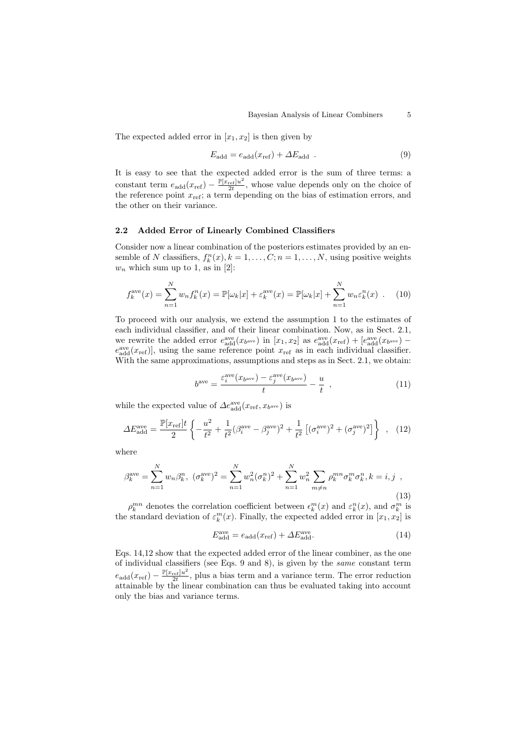The expected added error in $[x_1, x_2]$ is then given by

$$E_{\mathrm{add}} = e_{\mathrm{add}}(x_{\mathrm{ref}}) + \Delta E_{\mathrm{add}} \ . \tag{9}$$

It is easy to see that the expected added error is the sum of three terms: a constant term $e_{\mathrm{add}}(x_{\mathrm{ref}}) - \frac{\mathbb{P}[x_{\mathrm{ref}}]u^2}{2t}$, whose value depends only on the choice of the reference point $x_{\mathrm{ref}}$; a term depending on the bias of estimation errors, and the other on their variance.

### 2.2 Added Error of Linearly Combined Classifiers

Consider now a linear combination of the posteriors estimates provided by an ensemble of $N$ classifiers, $f_k^n(x), k = 1, \ldots, C; n = 1, \ldots, N$, using positive weights $w_n$ which sum up to 1, as in [2]:

$$f_k^{\mathrm{ave}}(x) = \sum_{n=1}^{N} w_n f_k^n(x) = \mathbb{P}[\omega_k|x] + \varepsilon_k^{\mathrm{ave}}(x) = \mathbb{P}[\omega_k|x] + \sum_{n=1}^{N} w_n \varepsilon_k^n(x) \ . \tag{10}$$

To proceed with our analysis, we extend the assumption 1 to the estimates of each individual classifier, and of their linear combination. Now, as in Sect. 2.1, we rewrite the added error $e_{\mathrm{add}}^{\mathrm{ave}}(x_{b^{\mathrm{ave}}})$ in $[x_1, x_2]$ as $e_{\mathrm{add}}^{\mathrm{ave}}(x_{\mathrm{ref}}) + [e_{\mathrm{add}}^{\mathrm{ave}}(x_{b^{\mathrm{ave}}}) - e_{\mathrm{add}}^{\mathrm{ave}}(x_{\mathrm{ref}})]$, using the same reference point $x_{\mathrm{ref}}$ as in each individual classifier. With the same approximations, assumptions and steps as in Sect. 2.1, we obtain:

$$b^{\mathrm{ave}} = \frac{\varepsilon_i^{\mathrm{ave}}(x_{b^{\mathrm{ave}}}) - \varepsilon_j^{\mathrm{ave}}(x_{b^{\mathrm{ave}}})}{t} - \frac{u}{t} \ , \tag{11}$$

while the expected value of $\Delta e_{\mathrm{add}}^{\mathrm{ave}}(x_{\mathrm{ref}}, x_{b^{\mathrm{ave}}})$ is

$$\Delta E_{\mathrm{add}}^{\mathrm{ave}} = \frac{\mathbb{P}[x_{\mathrm{ref}}]t}{2} \left\{ -\frac{u^2}{t^2} + \frac{1}{t^2}(\beta_i^{\mathrm{ave}} - \beta_j^{\mathrm{ave}})^2 + \frac{1}{t^2}\left[(\sigma_i^{\mathrm{ave}})^2 + (\sigma_j^{\mathrm{ave}})^2\right] \right\} \ , \tag{12}$$

where

$$\beta_k^{\mathrm{ave}} = \sum_{n=1}^{N} w_n \beta_k^n, \ (\sigma_k^{\mathrm{ave}})^2 = \sum_{n=1}^{N} w_n^2 (\sigma_k^n)^2 + \sum_{n=1}^{N} w_n^2 \sum_{m \neq n} \rho_k^{mn} \sigma_k^m \sigma_k^n, k = i, j \ , \tag{13}$$

$\rho_k^{mn}$ denotes the correlation coefficient between $\epsilon_k^m(x)$ and $\varepsilon_k^n(x)$, and $\sigma_k^m$ is the standard deviation of $\varepsilon_k^m(x)$. Finally, the expected added error in $[x_1, x_2]$ is

$$E_{\mathrm{add}}^{\mathrm{ave}} = e_{\mathrm{add}}(x_{\mathrm{ref}}) + \Delta E_{\mathrm{add}}^{\mathrm{ave}}. \tag{14}$$

Eqs. 14,12 show that the expected added error of the linear combiner, as the one of individual classifiers (see Eqs. 9 and 8), is given by the *same* constant term $e_{\mathrm{add}}(x_{\mathrm{ref}}) - \frac{\mathbb{P}[x_{\mathrm{ref}}]u^2}{2t}$, plus a bias term and a variance term. The error reduction attainable by the linear combination can thus be evaluated taking into account only the bias and variance terms.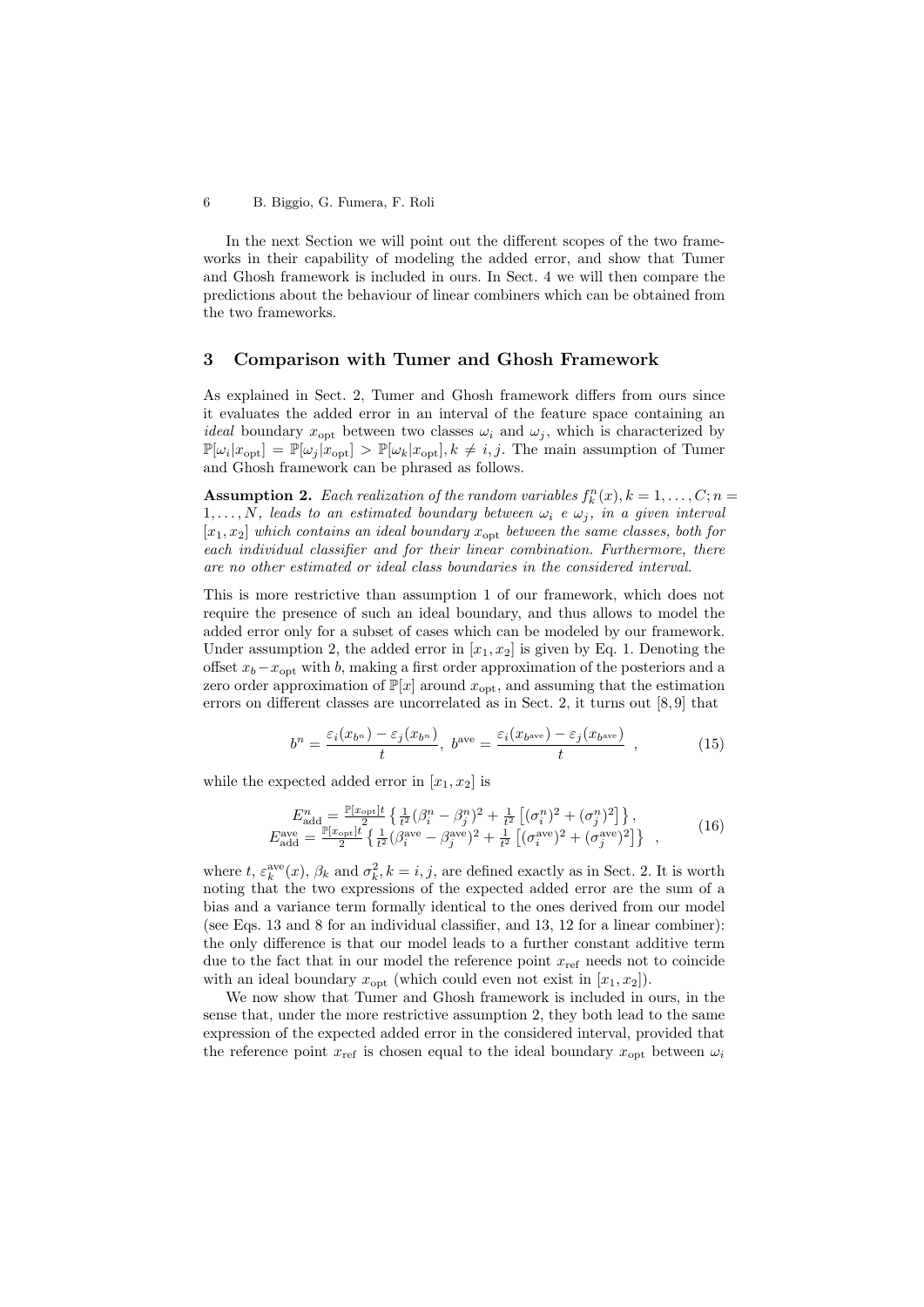In the next Section we will point out the different scopes of the two frameworks in their capability of modeling the added error, and show that Tumer and Ghosh framework is included in ours. In Sect. 4 we will then compare the predictions about the behaviour of linear combiners which can be obtained from the two frameworks.

## 3 Comparison with Tumer and Ghosh Framework

As explained in Sect. 2, Tumer and Ghosh framework differs from ours since it evaluates the added error in an interval of the feature space containing an *ideal* boundary $x_{\mathrm{opt}}$ between two classes $\omega_i$ and $\omega_j$, which is characterized by $\mathbb{P}[\omega_i|x_{\mathrm{opt}}] = \mathbb{P}[\omega_j|x_{\mathrm{opt}}] > \mathbb{P}[\omega_k|x_{\mathrm{opt}}], k \neq i, j$. The main assumption of Tumer and Ghosh framework can be phrased as follows.

**Assumption 2.** *Each realization of the random variables $f_k^n(x), k = 1, \ldots, C; n = 1, \ldots, N$, leads to an estimated boundary between $\omega_i$ e $\omega_j$, in a given interval $[x_1, x_2]$ which contains an ideal boundary $x_{\mathrm{opt}}$ between the same classes, both for each individual classifier and for their linear combination. Furthermore, there are no other estimated or ideal class boundaries in the considered interval.*

This is more restrictive than assumption 1 of our framework, which does not require the presence of such an ideal boundary, and thus allows to model the added error only for a subset of cases which can be modeled by our framework. Under assumption 2, the added error in $[x_1, x_2]$ is given by Eq. 1. Denoting the offset $x_b - x_{\mathrm{opt}}$ with $b$, making a first order approximation of the posteriors and a zero order approximation of $\mathbb{P}[x]$ around $x_{\mathrm{opt}}$, and assuming that the estimation errors on different classes are uncorrelated as in Sect. 2, it turns out [8, 9] that

$$b^n = \frac{\varepsilon_i(x_{b^n}) - \varepsilon_j(x_{b^n})}{t}, \; b^{\mathrm{ave}} = \frac{\varepsilon_i(x_{b^{\mathrm{ave}}}) - \varepsilon_j(x_{b^{\mathrm{ave}}})}{t} \quad , \tag{15}$$

while the expected added error in $[x_1, x_2]$ is

$$\begin{aligned} E_{\mathrm{add}}^n &= \tfrac{\mathbb{P}[x_{\mathrm{opt}}]t}{2} \left\{ \tfrac{1}{t^2}(\beta_i^n - \beta_j^n)^2 + \tfrac{1}{t^2}\left[(\sigma_i^n)^2 + (\sigma_j^n)^2\right] \right\}, \\ E_{\mathrm{add}}^{\mathrm{ave}} &= \tfrac{\mathbb{P}[x_{\mathrm{opt}}]t}{2} \left\{ \tfrac{1}{t^2}(\beta_i^{\mathrm{ave}} - \beta_j^{\mathrm{ave}})^2 + \tfrac{1}{t^2}\left[(\sigma_i^{\mathrm{ave}})^2 + (\sigma_j^{\mathrm{ave}})^2\right] \right\} \quad , \end{aligned} \tag{16}$$

where $t$, $\varepsilon_k^{\mathrm{ave}}(x)$, $\beta_k$ and $\sigma_k^2, k = i, j$, are defined exactly as in Sect. 2. It is worth noting that the two expressions of the expected added error are the sum of a bias and a variance term formally identical to the ones derived from our model (see Eqs. 13 and 8 for an individual classifier, and 13, 12 for a linear combiner): the only difference is that our model leads to a further constant additive term due to the fact that in our model the reference point $x_{\mathrm{ref}}$ needs not to coincide with an ideal boundary $x_{\mathrm{opt}}$ (which could even not exist in $[x_1, x_2]$).

We now show that Tumer and Ghosh framework is included in ours, in the sense that, under the more restrictive assumption 2, they both lead to the same expression of the expected added error in the considered interval, provided that the reference point $x_{\mathrm{ref}}$ is chosen equal to the ideal boundary $x_{\mathrm{opt}}$ between $\omega_i$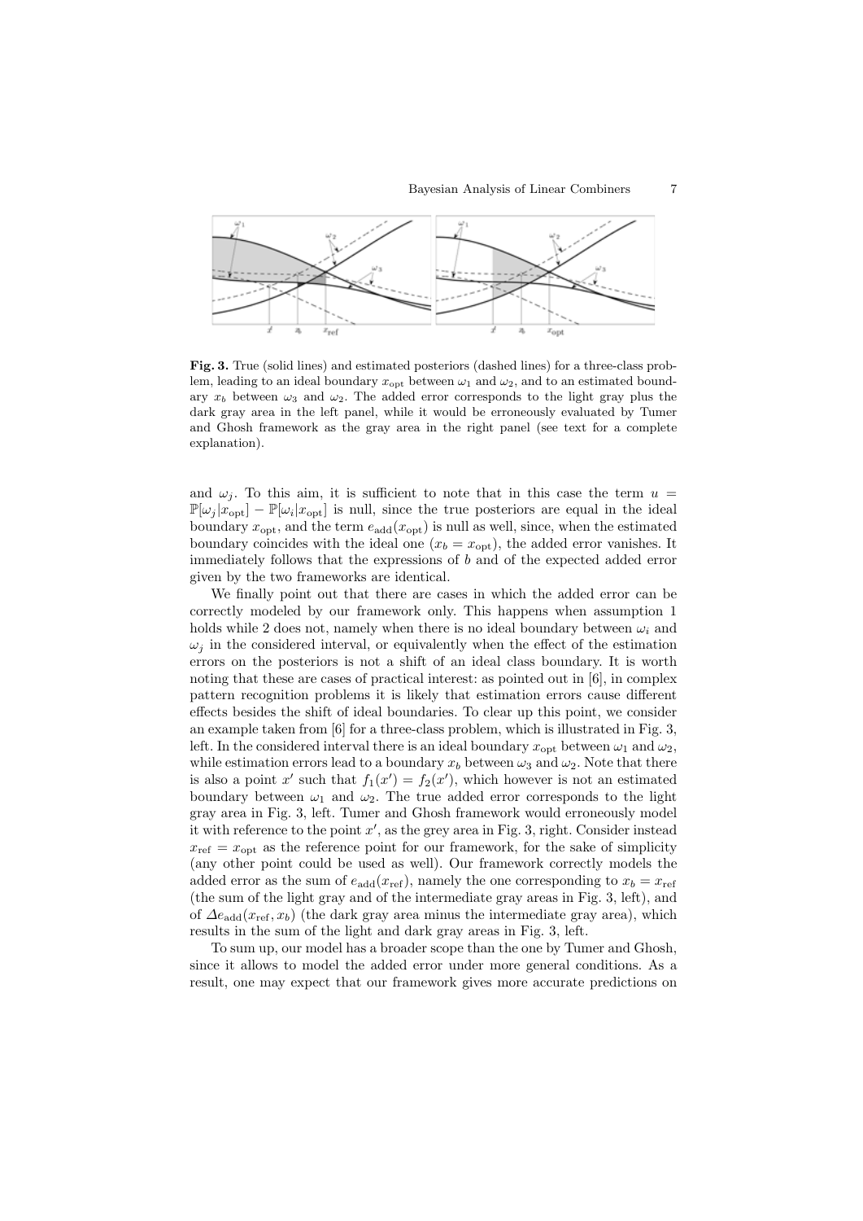**Fig. 3.** True (solid lines) and estimated posteriors (dashed lines) for a three-class problem, leading to an ideal boundary $x_{\mathrm{opt}}$ between $\omega_1$ and $\omega_2$, and to an estimated boundary $x_b$ between $\omega_3$ and $\omega_2$. The added error corresponds to the light gray plus the dark gray area in the left panel, while it would be erroneously evaluated by Tumer and Ghosh framework as the gray area in the right panel (see text for a complete explanation).

and $\omega_j$. To this aim, it is sufficient to note that in this case the term $u = \mathbb{P}[\omega_j|x_{\mathrm{opt}}] - \mathbb{P}[\omega_i|x_{\mathrm{opt}}]$ is null, since the true posteriors are equal in the ideal boundary $x_{\mathrm{opt}}$, and the term $e_{\mathrm{add}}(x_{\mathrm{opt}})$ is null as well, since, when the estimated boundary coincides with the ideal one ($x_b = x_{\mathrm{opt}}$), the added error vanishes. It immediately follows that the expressions of $b$ and of the expected added error given by the two frameworks are identical.

We finally point out that there are cases in which the added error can be correctly modeled by our framework only. This happens when assumption 1 holds while 2 does not, namely when there is no ideal boundary between $\omega_i$ and $\omega_j$ in the considered interval, or equivalently when the effect of the estimation errors on the posteriors is not a shift of an ideal class boundary. It is worth noting that these are cases of practical interest: as pointed out in [6], in complex pattern recognition problems it is likely that estimation errors cause different effects besides the shift of ideal boundaries. To clear up this point, we consider an example taken from [6] for a three-class problem, which is illustrated in Fig. 3, left. In the considered interval there is an ideal boundary $x_{\mathrm{opt}}$ between $\omega_1$ and $\omega_2$, while estimation errors lead to a boundary $x_b$ between $\omega_3$ and $\omega_2$. Note that there is also a point $x'$ such that $f_1(x') = f_2(x')$, which however is not an estimated boundary between $\omega_1$ and $\omega_2$. The true added error corresponds to the light gray area in Fig. 3, left. Tumer and Ghosh framework would erroneously model it with reference to the point $x'$, as the grey area in Fig. 3, right. Consider instead $x_{\mathrm{ref}} = x_{\mathrm{opt}}$ as the reference point for our framework, for the sake of simplicity (any other point could be used as well). Our framework correctly models the added error as the sum of $e_{\mathrm{add}}(x_{\mathrm{ref}})$, namely the one corresponding to $x_b = x_{\mathrm{ref}}$ (the sum of the light gray and of the intermediate gray areas in Fig. 3, left), and of $\Delta e_{\mathrm{add}}(x_{\mathrm{ref}}, x_b)$ (the dark gray area minus the intermediate gray area), which results in the sum of the light and dark gray areas in Fig. 3, left.

To sum up, our model has a broader scope than the one by Tumer and Ghosh, since it allows to model the added error under more general conditions. As a result, one may expect that our framework gives more accurate predictions on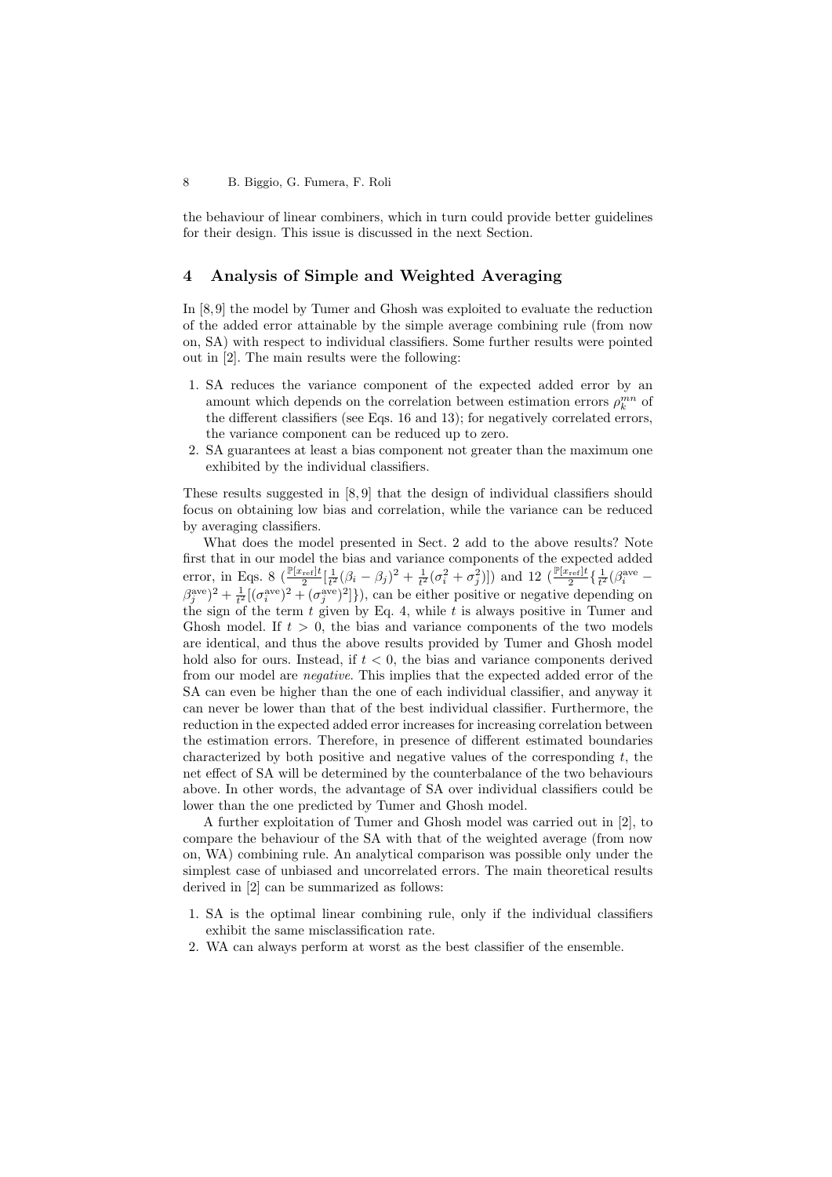the behaviour of linear combiners, which in turn could provide better guidelines for their design. This issue is discussed in the next Section.

## 4 Analysis of Simple and Weighted Averaging

In [8, 9] the model by Tumer and Ghosh was exploited to evaluate the reduction of the added error attainable by the simple average combining rule (from now on, SA) with respect to individual classifiers. Some further results were pointed out in [2]. The main results were the following:

1. SA reduces the variance component of the expected added error by an amount which depends on the correlation between estimation errors $\rho_k^{mn}$ of the different classifiers (see Eqs. 16 and 13); for negatively correlated errors, the variance component can be reduced up to zero.
2. SA guarantees at least a bias component not greater than the maximum one exhibited by the individual classifiers.

These results suggested in [8, 9] that the design of individual classifiers should focus on obtaining low bias and correlation, while the variance can be reduced by averaging classifiers.

What does the model presented in Sect. 2 add to the above results? Note first that in our model the bias and variance components of the expected added error, in Eqs. 8 ($\frac{\mathbb{P}[x_{\mathrm{ref}}]t}{2}[\frac{1}{t^2}(\beta_i - \beta_j)^2 + \frac{1}{t^2}(\sigma_i^2 + \sigma_j^2)]$) and 12 ($\frac{\mathbb{P}[x_{\mathrm{ref}}]t}{2}\{\frac{1}{t^2}(\beta_i^{\mathrm{ave}} - \beta_j^{\mathrm{ave}})^2 + \frac{1}{t^2}[(\sigma_i^{\mathrm{ave}})^2 + (\sigma_j^{\mathrm{ave}})^2]\}$), can be either positive or negative depending on the sign of the term $t$ given by Eq. 4, while $t$ is always positive in Tumer and Ghosh model. If $t > 0$, the bias and variance components of the two models are identical, and thus the above results provided by Tumer and Ghosh model hold also for ours. Instead, if $t < 0$, the bias and variance components derived from our model are *negative*. This implies that the expected added error of the SA can even be higher than the one of each individual classifier, and anyway it can never be lower than that of the best individual classifier. Furthermore, the reduction in the expected added error increases for increasing correlation between the estimation errors. Therefore, in presence of different estimated boundaries characterized by both positive and negative values of the corresponding $t$, the net effect of SA will be determined by the counterbalance of the two behaviours above. In other words, the advantage of SA over individual classifiers could be lower than the one predicted by Tumer and Ghosh model.

A further exploitation of Tumer and Ghosh model was carried out in [2], to compare the behaviour of the SA with that of the weighted average (from now on, WA) combining rule. An analytical comparison was possible only under the simplest case of unbiased and uncorrelated errors. The main theoretical results derived in [2] can be summarized as follows:

1. SA is the optimal linear combining rule, only if the individual classifiers exhibit the same misclassification rate.
2. WA can always perform at worst as the best classifier of the ensemble.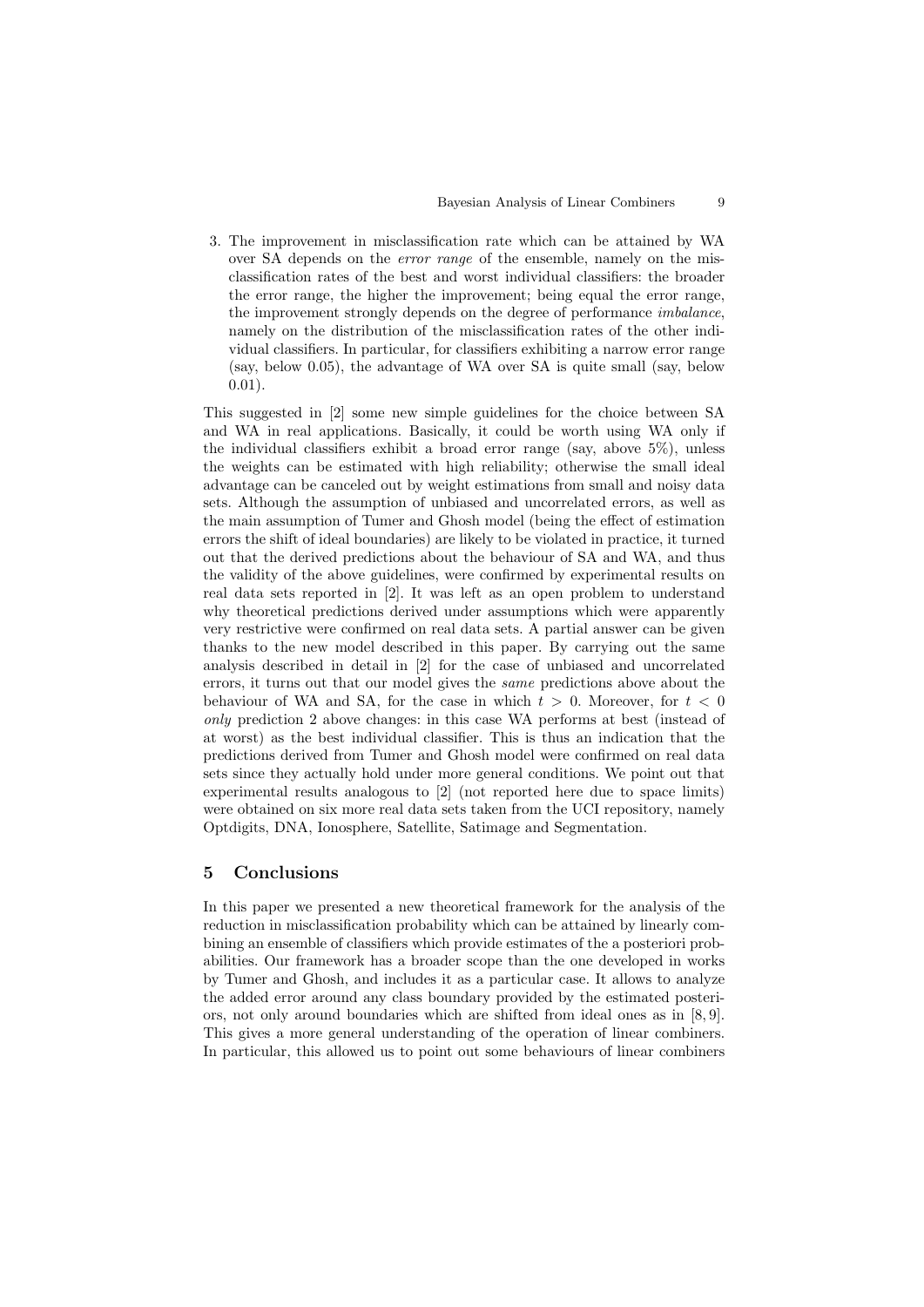3. The improvement in misclassification rate which can be attained by WA over SA depends on the *error range* of the ensemble, namely on the misclassification rates of the best and worst individual classifiers: the broader the error range, the higher the improvement; being equal the error range, the improvement strongly depends on the degree of performance *imbalance*, namely on the distribution of the misclassification rates of the other individual classifiers. In particular, for classifiers exhibiting a narrow error range (say, below 0.05), the advantage of WA over SA is quite small (say, below 0.01).

This suggested in [2] some new simple guidelines for the choice between SA and WA in real applications. Basically, it could be worth using WA only if the individual classifiers exhibit a broad error range (say, above 5%), unless the weights can be estimated with high reliability; otherwise the small ideal advantage can be canceled out by weight estimations from small and noisy data sets. Although the assumption of unbiased and uncorrelated errors, as well as the main assumption of Tumer and Ghosh model (being the effect of estimation errors the shift of ideal boundaries) are likely to be violated in practice, it turned out that the derived predictions about the behaviour of SA and WA, and thus the validity of the above guidelines, were confirmed by experimental results on real data sets reported in [2]. It was left as an open problem to understand why theoretical predictions derived under assumptions which were apparently very restrictive were confirmed on real data sets. A partial answer can be given thanks to the new model described in this paper. By carrying out the same analysis described in detail in [2] for the case of unbiased and uncorrelated errors, it turns out that our model gives the *same* predictions above about the behaviour of WA and SA, for the case in which $t > 0$. Moreover, for $t < 0$ *only* prediction 2 above changes: in this case WA performs at best (instead of at worst) as the best individual classifier. This is thus an indication that the predictions derived from Tumer and Ghosh model were confirmed on real data sets since they actually hold under more general conditions. We point out that experimental results analogous to [2] (not reported here due to space limits) were obtained on six more real data sets taken from the UCI repository, namely Optdigits, DNA, Ionosphere, Satellite, Satimage and Segmentation.

## 5 Conclusions

In this paper we presented a new theoretical framework for the analysis of the reduction in misclassification probability which can be attained by linearly combining an ensemble of classifiers which provide estimates of the a posteriori probabilities. Our framework has a broader scope than the one developed in works by Tumer and Ghosh, and includes it as a particular case. It allows to analyze the added error around any class boundary provided by the estimated posteriors, not only around boundaries which are shifted from ideal ones as in [8, 9]. This gives a more general understanding of the operation of linear combiners. In particular, this allowed us to point out some behaviours of linear combiners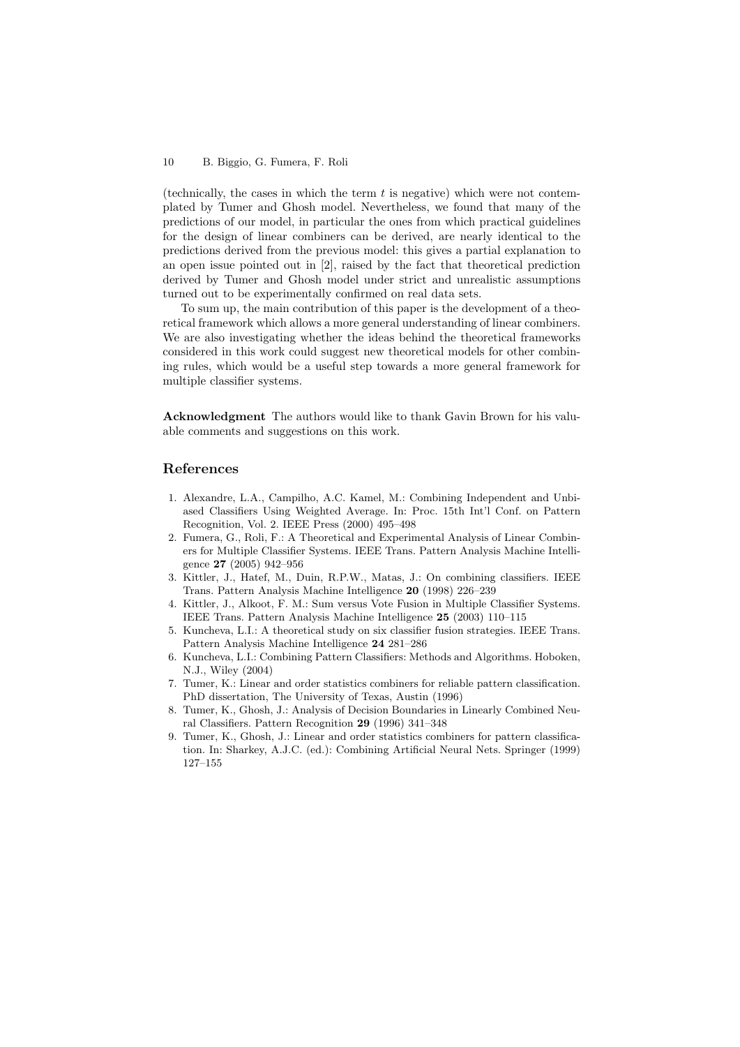(technically, the cases in which the term $t$ is negative) which were not contemplated by Tumer and Ghosh model. Nevertheless, we found that many of the predictions of our model, in particular the ones from which practical guidelines for the design of linear combiners can be derived, are nearly identical to the predictions derived from the previous model: this gives a partial explanation to an open issue pointed out in [2], raised by the fact that theoretical prediction derived by Tumer and Ghosh model under strict and unrealistic assumptions turned out to be experimentally confirmed on real data sets.

To sum up, the main contribution of this paper is the development of a theoretical framework which allows a more general understanding of linear combiners. We are also investigating whether the ideas behind the theoretical frameworks considered in this work could suggest new theoretical models for other combining rules, which would be a useful step towards a more general framework for multiple classifier systems.

**Acknowledgment** The authors would like to thank Gavin Brown for his valuable comments and suggestions on this work.

## References

1. Alexandre, L.A., Campilho, A.C. Kamel, M.: Combining Independent and Unbiased Classifiers Using Weighted Average. In: Proc. 15th Int'l Conf. on Pattern Recognition, Vol. 2. IEEE Press (2000) 495–498
2. Fumera, G., Roli, F.: A Theoretical and Experimental Analysis of Linear Combiners for Multiple Classifier Systems. IEEE Trans. Pattern Analysis Machine Intelligence **27** (2005) 942–956
3. Kittler, J., Hatef, M., Duin, R.P.W., Matas, J.: On combining classifiers. IEEE Trans. Pattern Analysis Machine Intelligence **20** (1998) 226–239
4. Kittler, J., Alkoot, F. M.: Sum versus Vote Fusion in Multiple Classifier Systems. IEEE Trans. Pattern Analysis Machine Intelligence **25** (2003) 110–115
5. Kuncheva, L.I.: A theoretical study on six classifier fusion strategies. IEEE Trans. Pattern Analysis Machine Intelligence **24** 281–286
6. Kuncheva, L.I.: Combining Pattern Classifiers: Methods and Algorithms. Hoboken, N.J., Wiley (2004)
7. Tumer, K.: Linear and order statistics combiners for reliable pattern classification. PhD dissertation, The University of Texas, Austin (1996)
8. Tumer, K., Ghosh, J.: Analysis of Decision Boundaries in Linearly Combined Neural Classifiers. Pattern Recognition **29** (1996) 341–348
9. Tumer, K., Ghosh, J.: Linear and order statistics combiners for pattern classification. In: Sharkey, A.J.C. (ed.): Combining Artificial Neural Nets. Springer (1999) 127–155